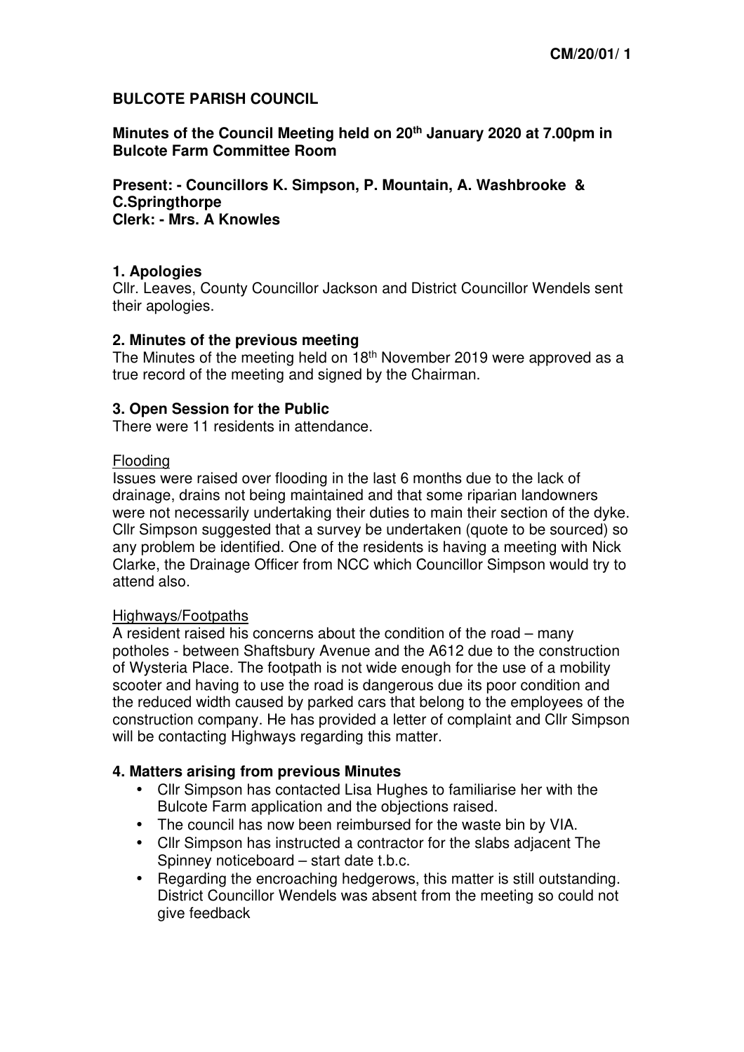**CM/20/01/ 1**

# BULCOTE PARISH COUNCIL

**Minutes of the Council Meeting held on 20th January 2020 at 7.00pm in Bulcote Farm Committee Room**

**Present: - Councillors K. Simpson, P. Mountain, A. Washbrooke & C.Springthorpe**
**Clerk: - Mrs. A Knowles**

## 1. Apologies

Cllr. Leaves, County Councillor Jackson and District Councillor Wendels sent their apologies.

## 2. Minutes of the previous meeting

The Minutes of the meeting held on 18th November 2019 were approved as a true record of the meeting and signed by the Chairman.

## 3. Open Session for the Public

There were 11 residents in attendance.

Flooding

Issues were raised over flooding in the last 6 months due to the lack of drainage, drains not being maintained and that some riparian landowners were not necessarily undertaking their duties to main their section of the dyke. Cllr Simpson suggested that a survey be undertaken (quote to be sourced) so any problem be identified. One of the residents is having a meeting with Nick Clarke, the Drainage Officer from NCC which Councillor Simpson would try to attend also.

Highways/Footpaths

A resident raised his concerns about the condition of the road – many potholes - between Shaftsbury Avenue and the A612 due to the construction of Wysteria Place. The footpath is not wide enough for the use of a mobility scooter and having to use the road is dangerous due its poor condition and the reduced width caused by parked cars that belong to the employees of the construction company. He has provided a letter of complaint and Cllr Simpson will be contacting Highways regarding this matter.

## 4. Matters arising from previous Minutes

- Cllr Simpson has contacted Lisa Hughes to familiarise her with the Bulcote Farm application and the objections raised.
- The council has now been reimbursed for the waste bin by VIA.
- Cllr Simpson has instructed a contractor for the slabs adjacent The Spinney noticeboard – start date t.b.c.
- Regarding the encroaching hedgerows, this matter is still outstanding. District Councillor Wendels was absent from the meeting so could not give feedback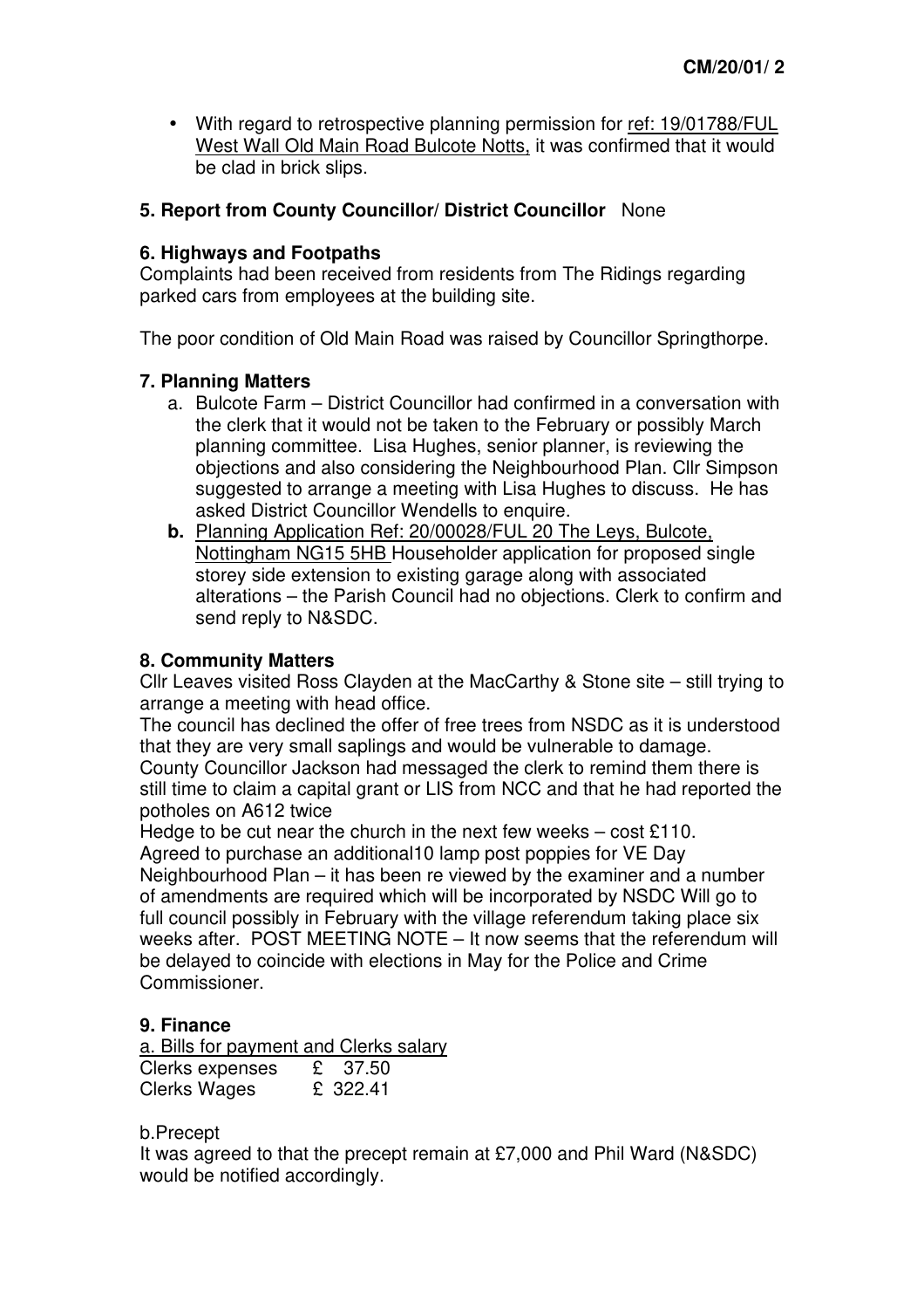- With regard to retrospective planning permission for ref: 19/01788/FUL West Wall Old Main Road Bulcote Notts, it was confirmed that it would be clad in brick slips.

**5. Report from County Councillor/ District Councillor** None

**6. Highways and Footpaths**

Complaints had been received from residents from The Ridings regarding parked cars from employees at the building site.

The poor condition of Old Main Road was raised by Councillor Springthorpe.

**7. Planning Matters**

a. Bulcote Farm – District Councillor had confirmed in a conversation with the clerk that it would not be taken to the February or possibly March planning committee. Lisa Hughes, senior planner, is reviewing the objections and also considering the Neighbourhood Plan. Cllr Simpson suggested to arrange a meeting with Lisa Hughes to discuss. He has asked District Councillor Wendells to enquire.

**b.** Planning Application Ref: 20/00028/FUL 20 The Leys, Bulcote, Nottingham NG15 5HB Householder application for proposed single storey side extension to existing garage along with associated alterations – the Parish Council had no objections. Clerk to confirm and send reply to N&SDC.

**8. Community Matters**

Cllr Leaves visited Ross Clayden at the MacCarthy & Stone site – still trying to arrange a meeting with head office.

The council has declined the offer of free trees from NSDC as it is understood that they are very small saplings and would be vulnerable to damage.

County Councillor Jackson had messaged the clerk to remind them there is still time to claim a capital grant or LIS from NCC and that he had reported the potholes on A612 twice

Hedge to be cut near the church in the next few weeks – cost £110.

Agreed to purchase an additional10 lamp post poppies for VE Day

Neighbourhood Plan – it has been re viewed by the examiner and a number of amendments are required which will be incorporated by NSDC Will go to full council possibly in February with the village referendum taking place six weeks after. POST MEETING NOTE – It now seems that the referendum will be delayed to coincide with elections in May for the Police and Crime Commissioner.

**9. Finance**

a. Bills for payment and Clerks salary

| | |
|---|---|
| Clerks expenses | £ 37.50 |
| Clerks Wages | £ 322.41 |

b.Precept

It was agreed to that the precept remain at £7,000 and Phil Ward (N&SDC) would be notified accordingly.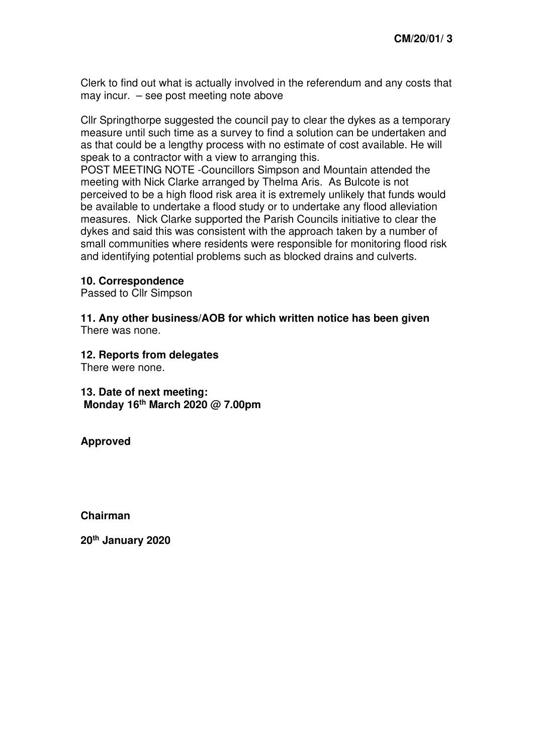Clerk to find out what is actually involved in the referendum and any costs that may incur. – see post meeting note above

Cllr Springthorpe suggested the council pay to clear the dykes as a temporary measure until such time as a survey to find a solution can be undertaken and as that could be a lengthy process with no estimate of cost available. He will speak to a contractor with a view to arranging this.
POST MEETING NOTE -Councillors Simpson and Mountain attended the meeting with Nick Clarke arranged by Thelma Aris. As Bulcote is not perceived to be a high flood risk area it is extremely unlikely that funds would be available to undertake a flood study or to undertake any flood alleviation measures. Nick Clarke supported the Parish Councils initiative to clear the dykes and said this was consistent with the approach taken by a number of small communities where residents were responsible for monitoring flood risk and identifying potential problems such as blocked drains and culverts.

**10. Correspondence**
Passed to Cllr Simpson

**11. Any other business/AOB for which written notice has been given**
There was none.

**12. Reports from delegates**
There were none.

**13. Date of next meeting:**
**Monday 16th March 2020 @ 7.00pm**

**Approved**

**Chairman**

**20th January 2020**